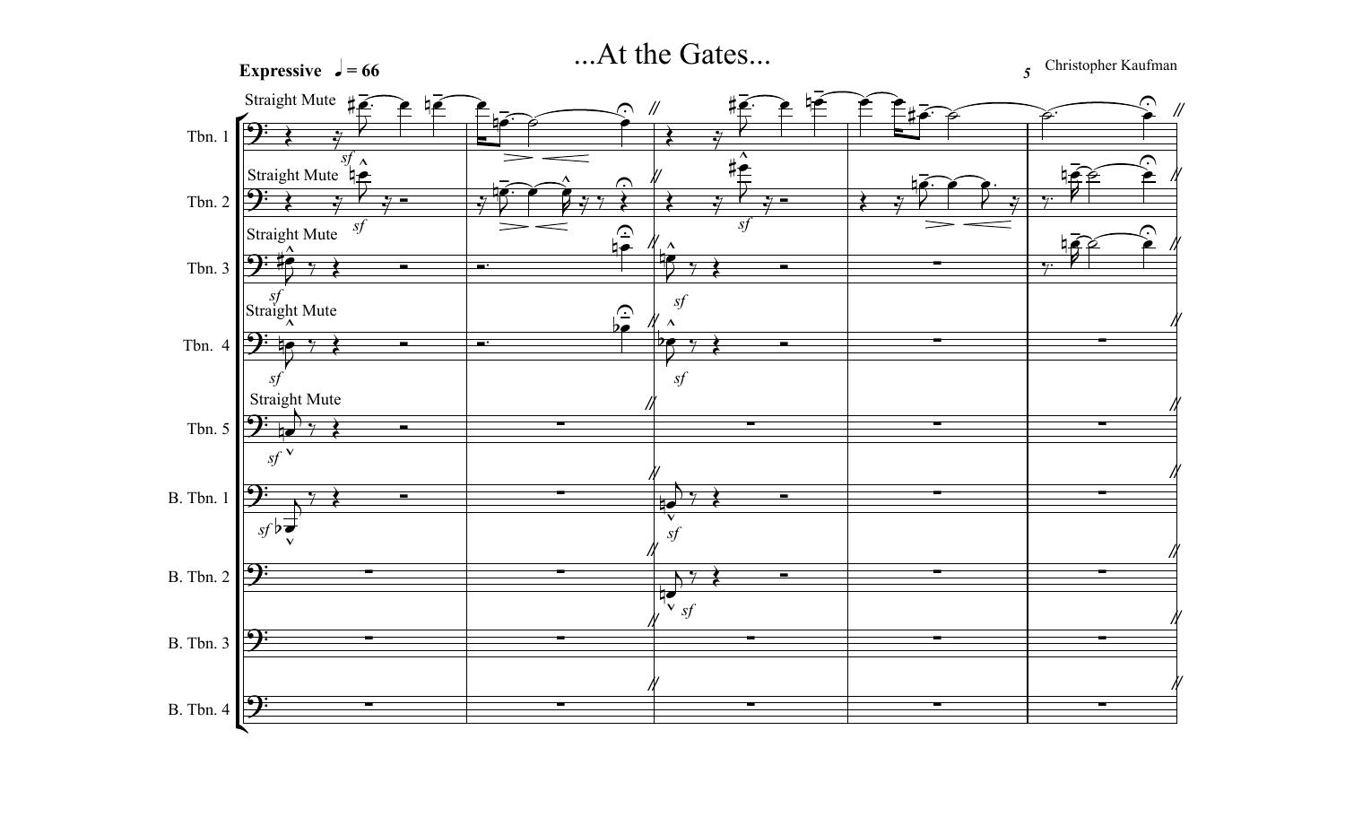# ...At the Gates...

Christopher Kaufman

**Expressive** ♩ = 66

Straight Mute

Tbn. 1

Tbn. 2

Tbn. 3

Tbn. 4

Tbn. 5

B. Tbn. 1

B. Tbn. 2

B. Tbn. 3

B. Tbn. 4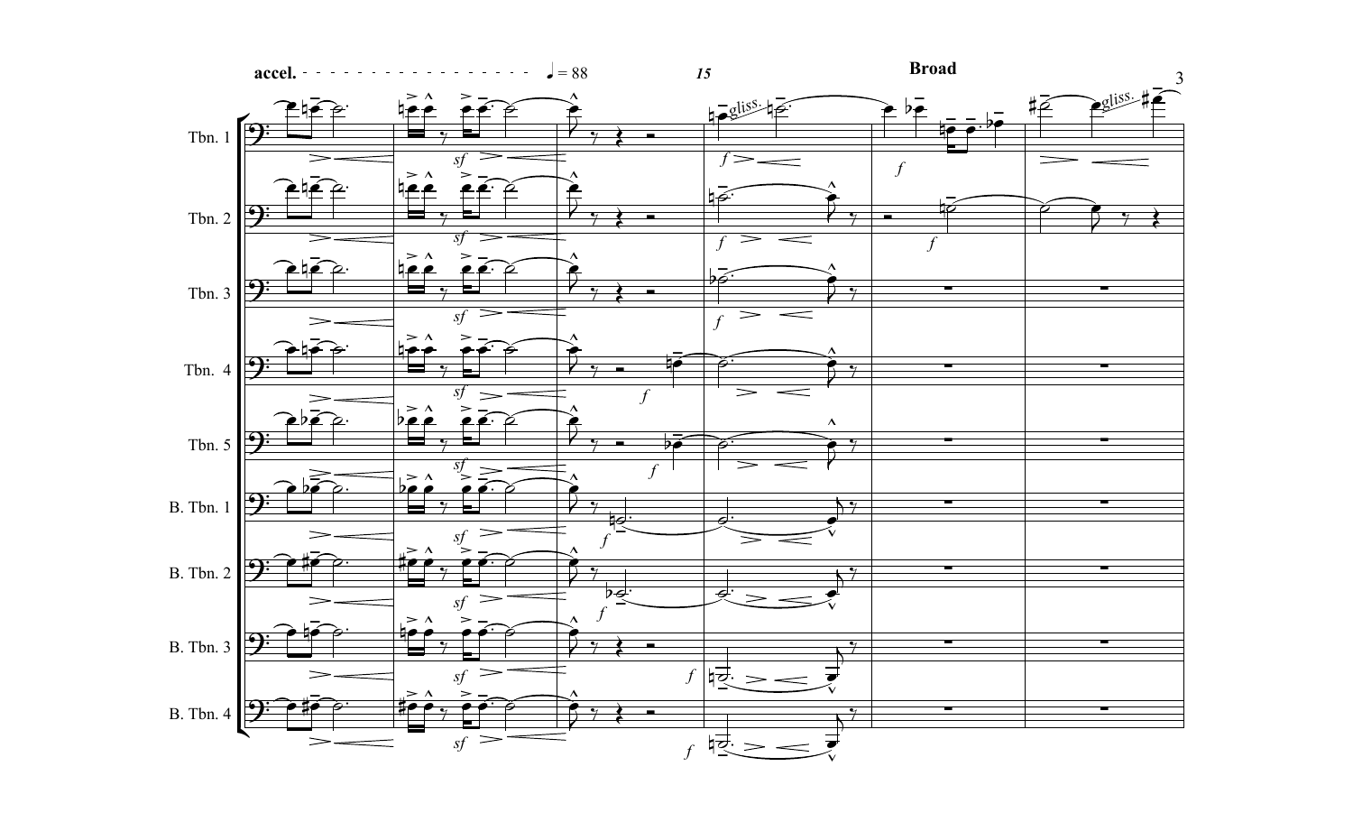accel. ♩ = 88

*15*

**Broad**

Tbn. 1

Tbn. 2

Tbn. 3

Tbn. 4

Tbn. 5

B. Tbn. 1

B. Tbn. 2

B. Tbn. 3

B. Tbn. 4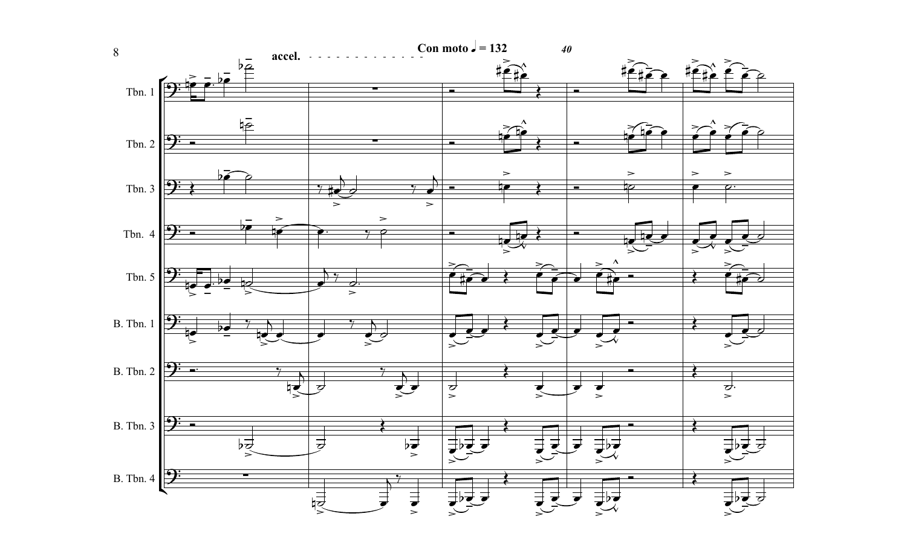accel.

Con moto ♩ = 132

40

Tbn. 1

Tbn. 2

Tbn. 3

Tbn. 4

Tbn. 5

B. Tbn. 1

B. Tbn. 2

B. Tbn. 3

B. Tbn. 4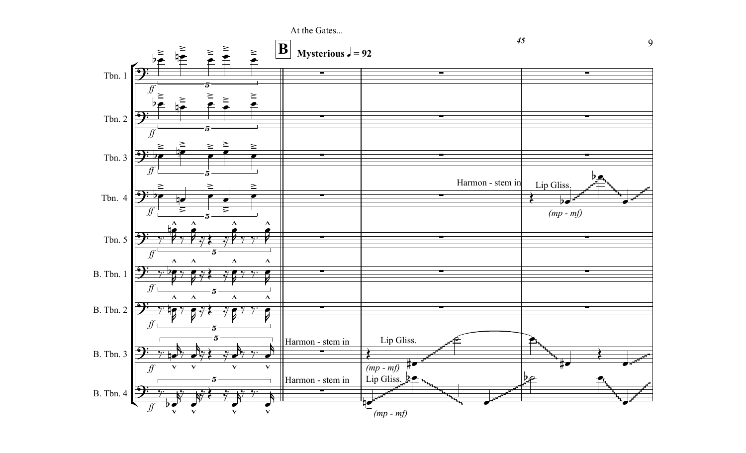At the Gates...

**B** **Mysterious** ♩ = 92

45

Tbn. 1

Tbn. 2

Tbn. 3

Tbn. 4

Tbn. 5

B. Tbn. 1

B. Tbn. 2

B. Tbn. 3

B. Tbn. 4

*ff*

Harmon - stem in

Lip Gliss.

*(mp - mf)*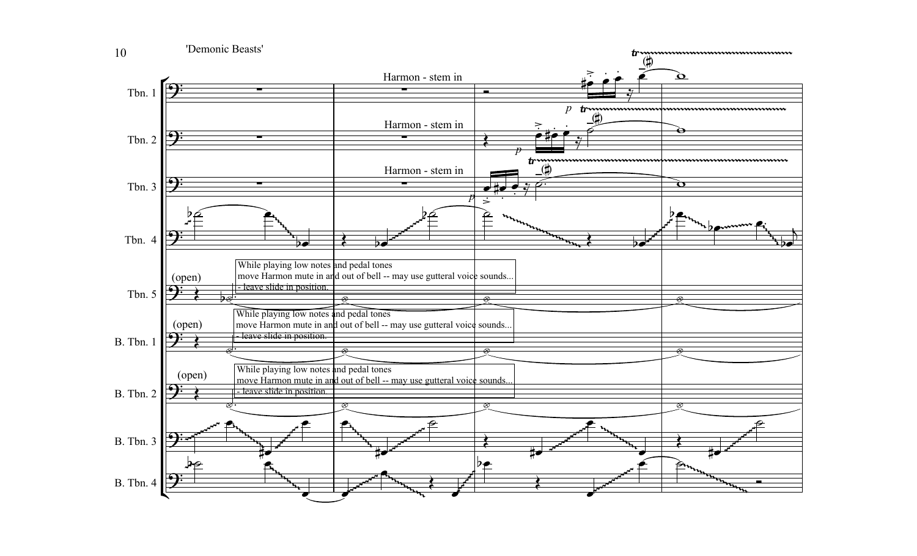Tbn. 1 — Harmon - stem in

Tbn. 2 — Harmon - stem in

Tbn. 3 — Harmon - stem in

Tbn. 4

Tbn. 5 — (open)

While playing low notes and pedal tones
move Harmon mute in and out of bell -- may use gutteral voice sounds...
- leave slide in position.

B. Tbn. 1 — (open)

While playing low notes and pedal tones
move Harmon mute in and out of bell -- may use gutteral voice sounds...
- leave slide in position.

B. Tbn. 2 — (open)

While playing low notes and pedal tones
move Harmon mute in and out of bell -- may use gutteral voice sounds...
- leave slide in position.

B. Tbn. 3

B. Tbn. 4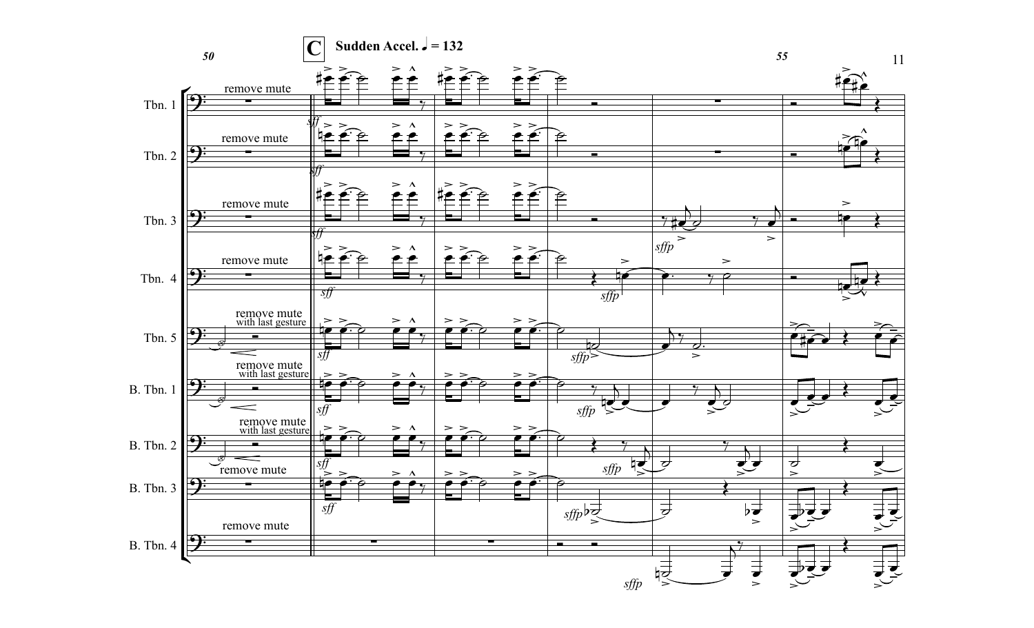**C** **Sudden Accel.** ♩ = 132

50

55

Tbn. 1 — remove mute — *sff*

Tbn. 2 — remove mute — *sff*

Tbn. 3 — remove mute — *sff* — *sffp*

Tbn. 4 — remove mute — *sff* — *sffp*

Tbn. 5 — remove mute with last gesture — *sff* — *sffp*

B. Tbn. 1 — remove mute with last gesture — *sff* — *sffp*

B. Tbn. 2 — remove mute with last gesture — *sff* — *sffp*

B. Tbn. 3 — remove mute — *sff* — *sffp*

B. Tbn. 4 — remove mute — *sffp*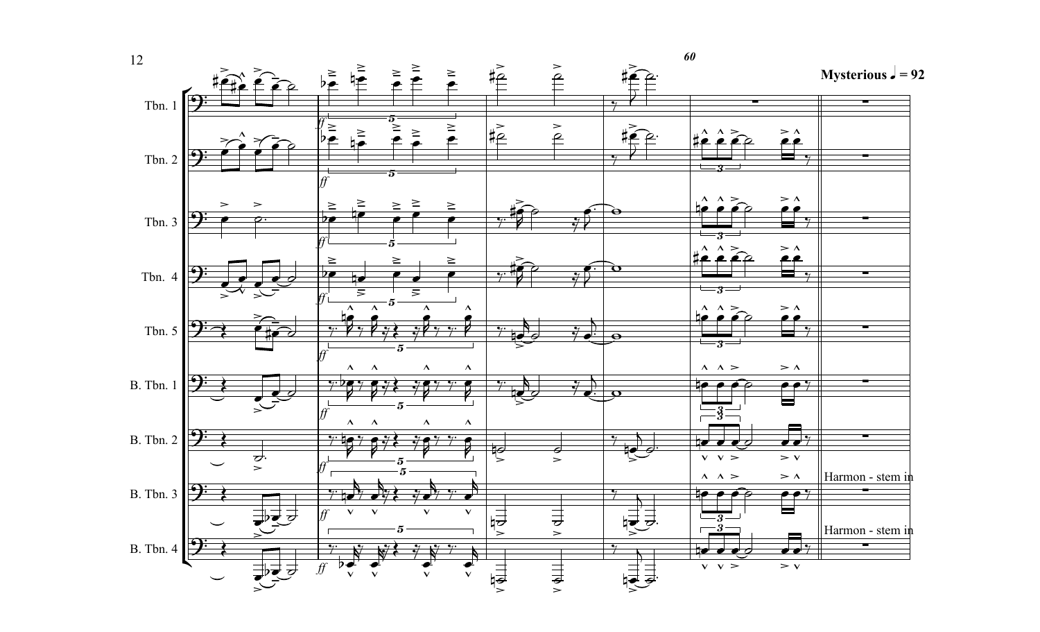**Mysterious** ♩ = 92

Harmon - stem in

Harmon - stem in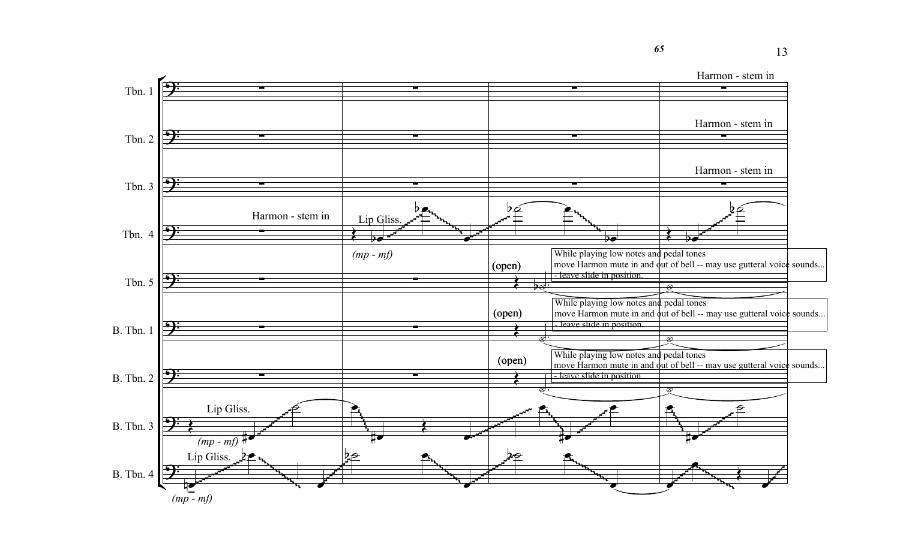65

Tbn. 1 — Harmon - stem in

Tbn. 2 — Harmon - stem in

Tbn. 3 — Harmon - stem in

Tbn. 4 — Harmon - stem in — Lip Gliss. *(mp - mf)*

Tbn. 5 — (open) — While playing low notes and pedal tones move Harmon mute in and out of bell -- may use gutteral voice sounds... - leave slide in position.

B. Tbn. 1 — (open) — While playing low notes and pedal tones move Harmon mute in and out of bell -- may use gutteral voice sounds... - leave slide in position.

B. Tbn. 2 — (open) — While playing low notes and pedal tones move Harmon mute in and out of bell -- may use gutteral voice sounds... - leave slide in position.

B. Tbn. 3 — Lip Gliss. *(mp - mf)*

B. Tbn. 4 — Lip Gliss. *(mp - mf)*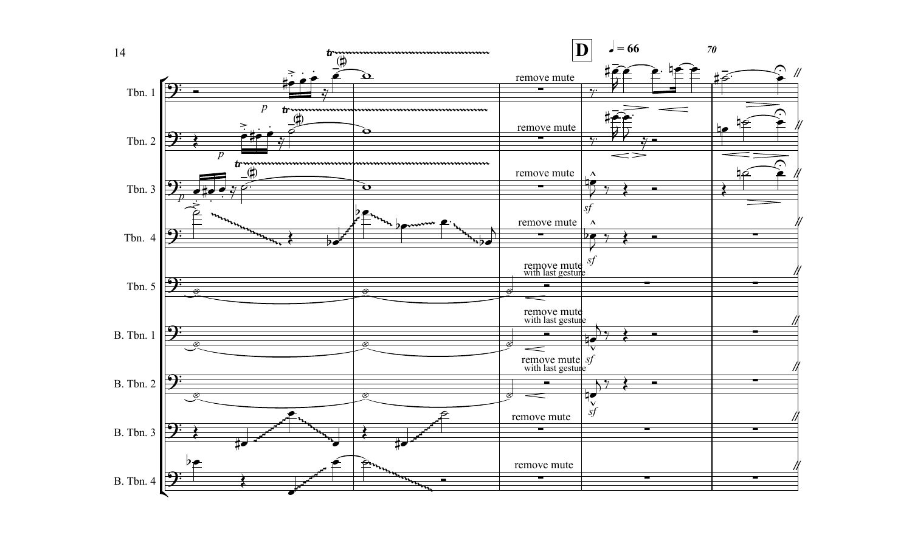**D** ♩ = 66

70

Tbn. 1

Tbn. 2

Tbn. 3

Tbn. 4

Tbn. 5

B. Tbn. 1

B. Tbn. 2

B. Tbn. 3

B. Tbn. 4

remove mute

remove mute

remove mute

remove mute

remove mute
with last gesture

remove mute
with last gesture

remove mute
with last gesture

remove mute

remove mute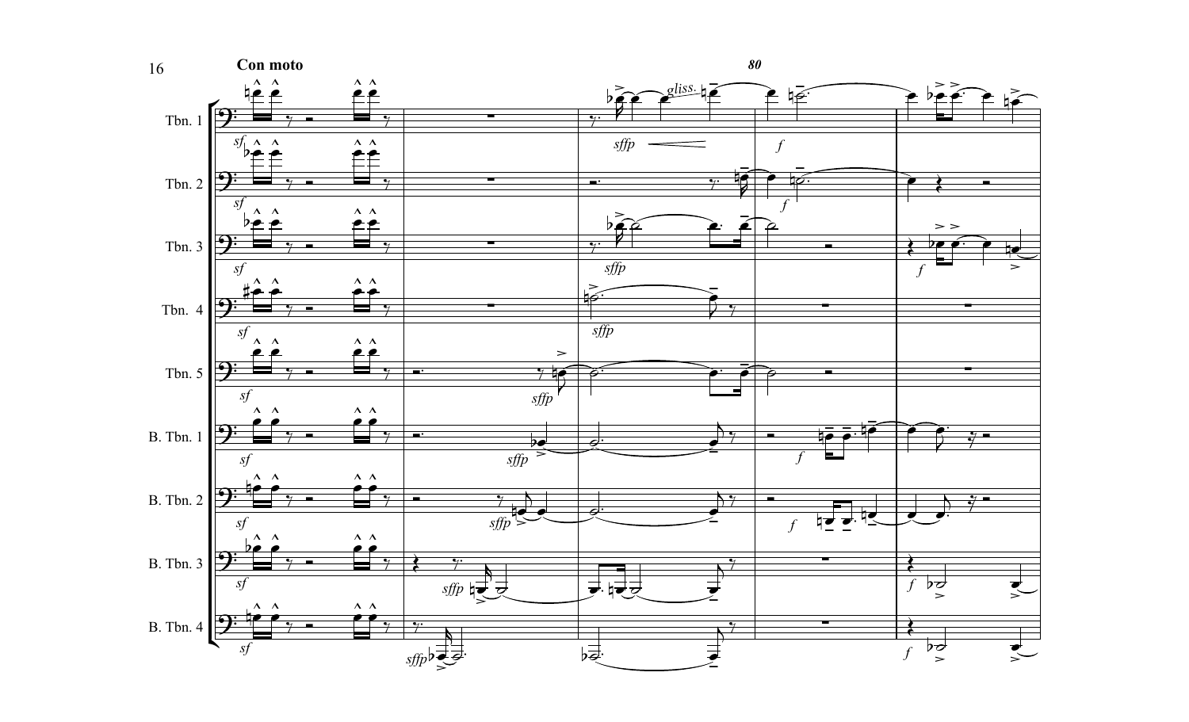**Con moto**

*80*

Tbn. 1

Tbn. 2

Tbn. 3

Tbn. 4

Tbn. 5

B. Tbn. 1

B. Tbn. 2

B. Tbn. 3

B. Tbn. 4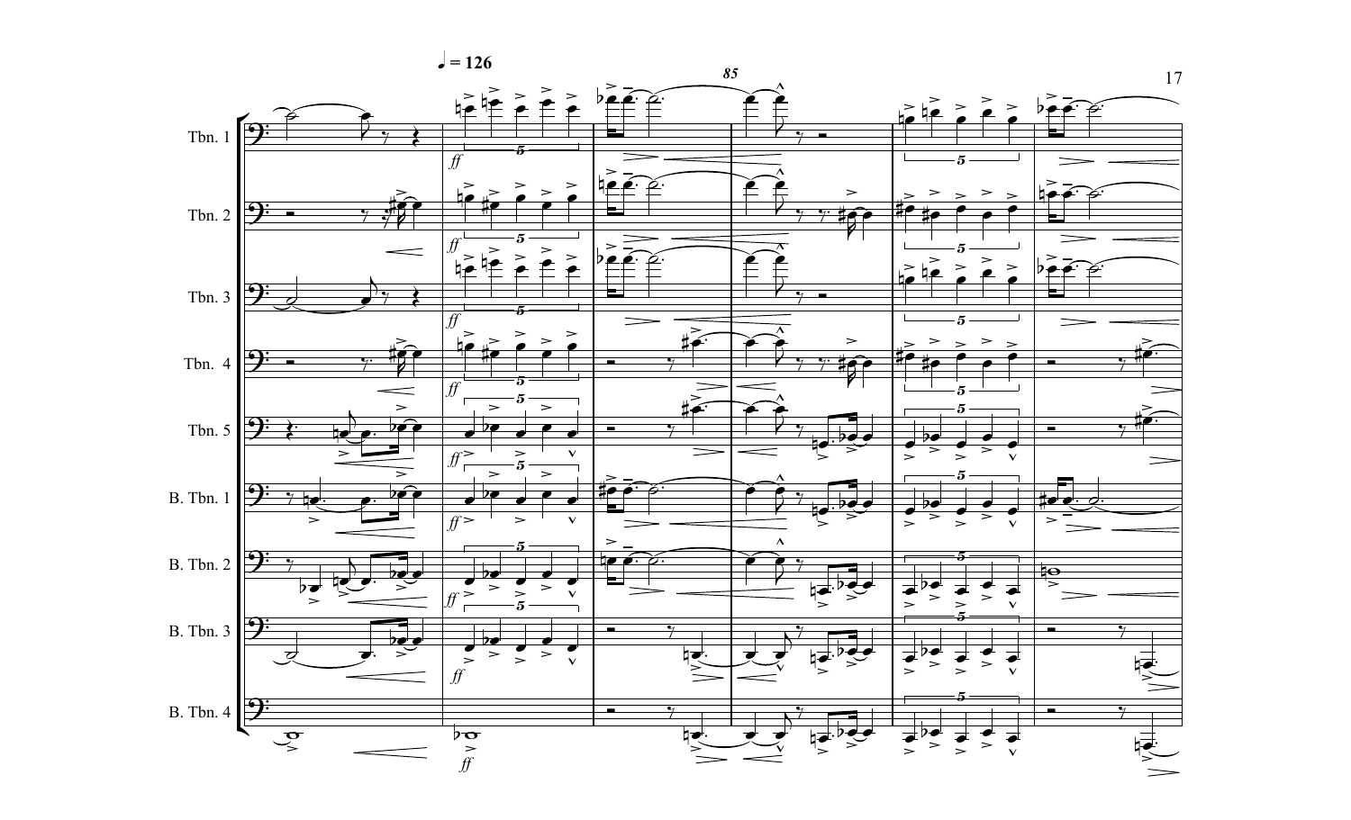♩ = 126

85

Tbn. 1

Tbn. 2

Tbn. 3

Tbn. 4

Tbn. 5

B. Tbn. 1

B. Tbn. 2

B. Tbn. 3

B. Tbn. 4

*ff*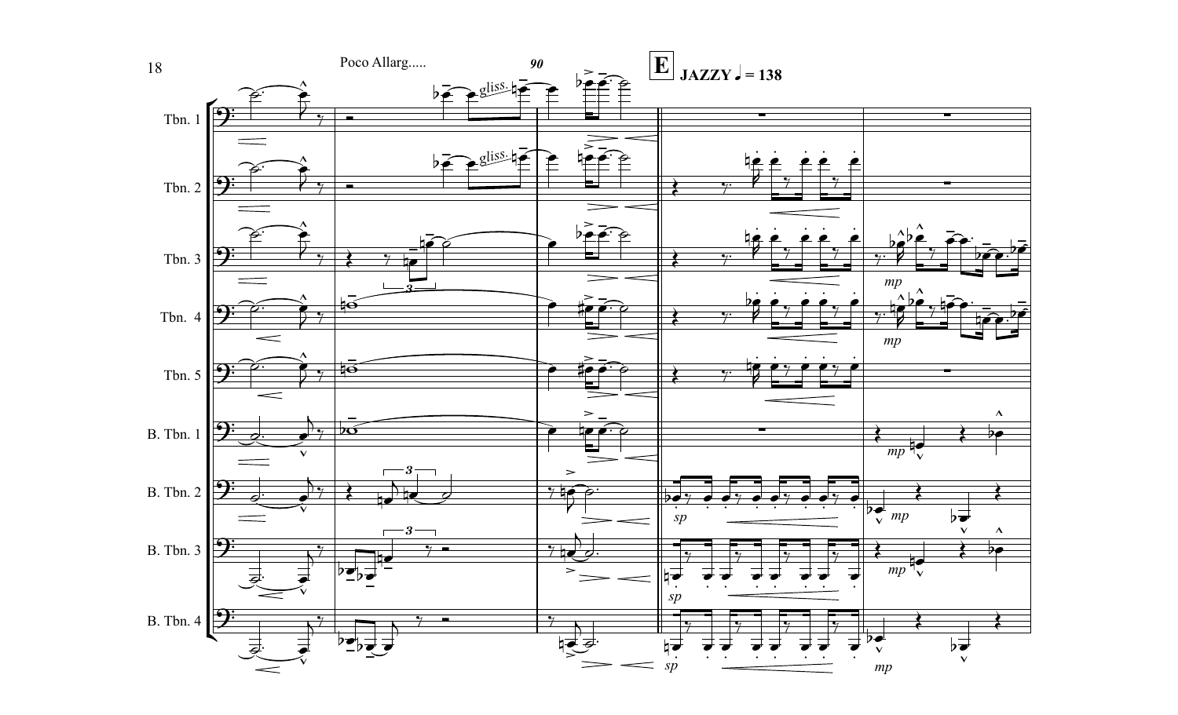Poco Allarg.....

**90**

**E** **JAZZY** ♩ = 138

Tbn. 1

Tbn. 2

Tbn. 3

Tbn. 4

Tbn. 5

B. Tbn. 1

B. Tbn. 2

B. Tbn. 3

B. Tbn. 4

gliss.

*mp*

*sp*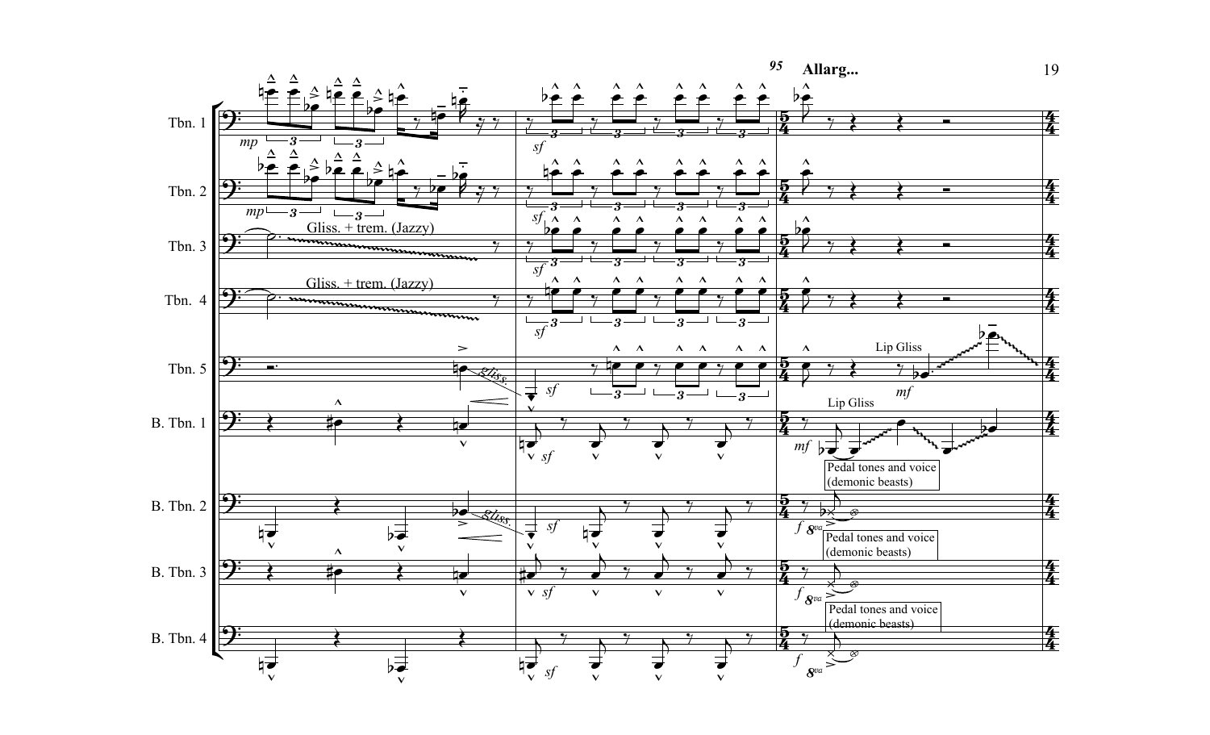**95** **Allarg...**

Tbn. 1

Tbn. 2

Tbn. 3 — Gliss. + trem. (Jazzy)

Tbn. 4 — Gliss. + trem. (Jazzy)

Tbn. 5 — gliss. — Lip Gliss

B. Tbn. 1 — Lip Gliss

B. Tbn. 2 — gliss. — Pedal tones and voice (demonic beasts)

B. Tbn. 3 — Pedal tones and voice (demonic beasts)

B. Tbn. 4 — Pedal tones and voice (demonic beasts)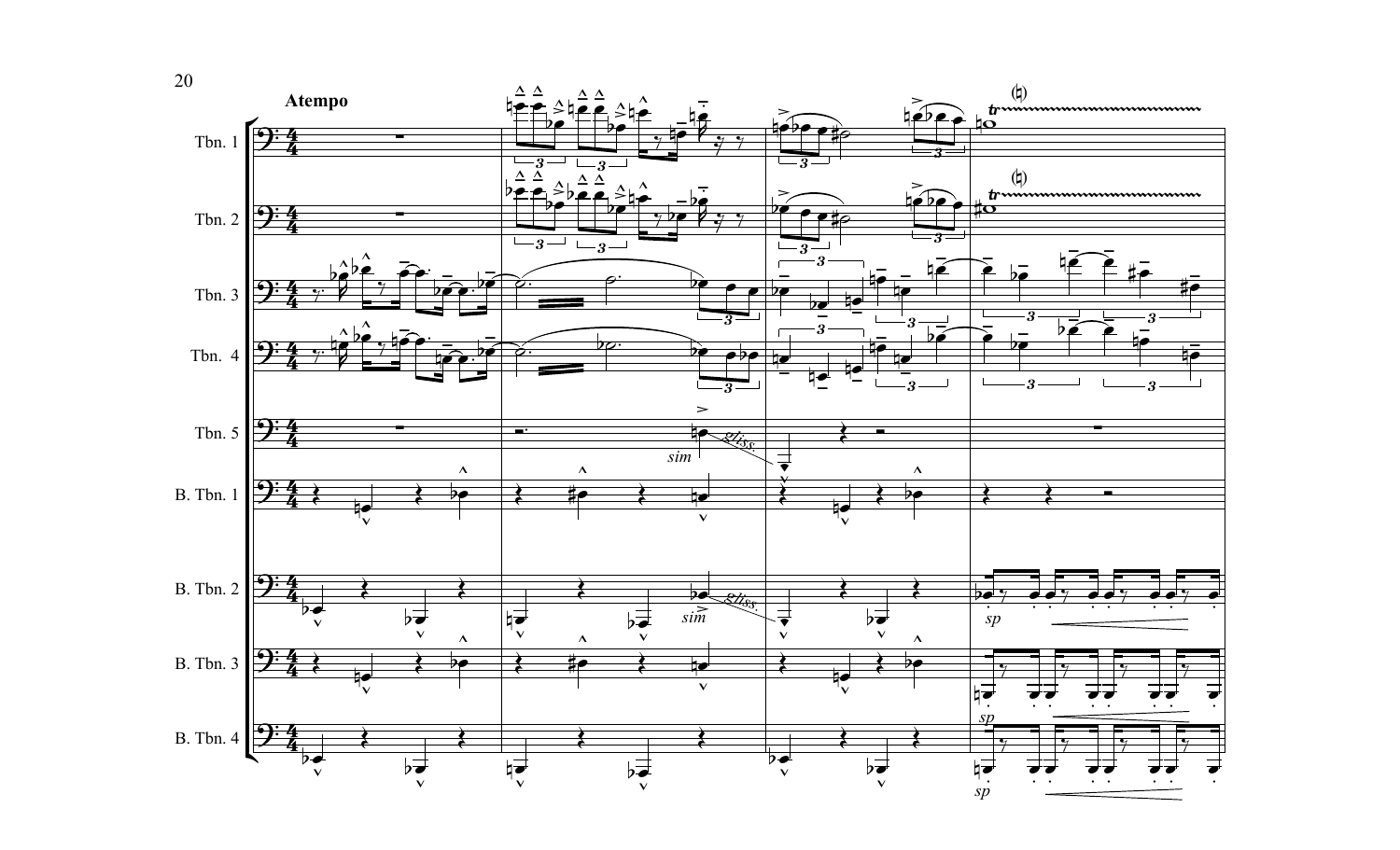**Atempo**

Tbn. 1

Tbn. 2

Tbn. 3

Tbn. 4

Tbn. 5

B. Tbn. 1

B. Tbn. 2

B. Tbn. 3

B. Tbn. 4

*sim*

*gliss.*

*sp*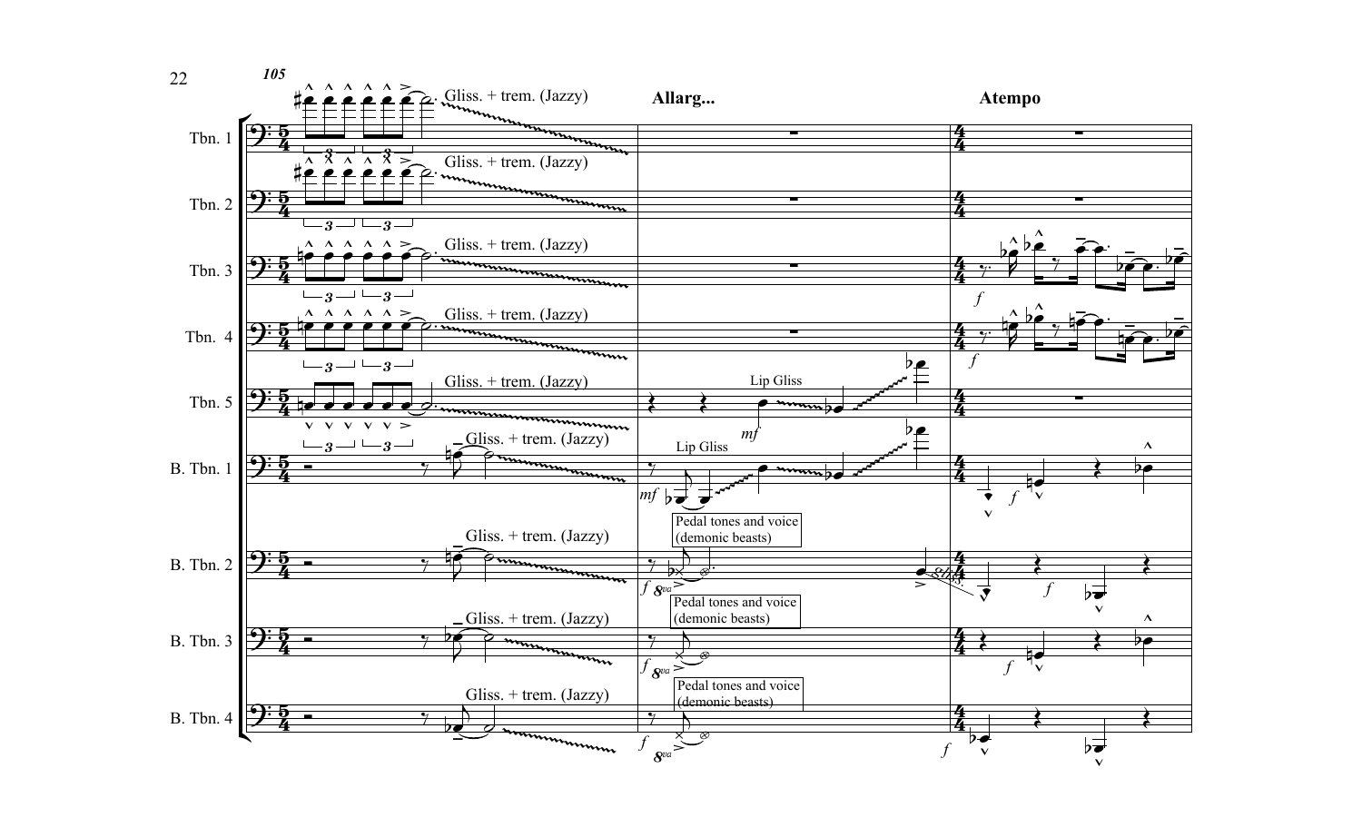105

Allarg...

Atempo

Tbn. 1 — Gliss. + trem. (Jazzy)

Tbn. 2 — Gliss. + trem. (Jazzy)

Tbn. 3 — Gliss. + trem. (Jazzy) — *f*

Tbn. 4 — Gliss. + trem. (Jazzy) — *f*

Tbn. 5 — Gliss. + trem. (Jazzy) — Lip Gliss — *mf*

B. Tbn. 1 — Gliss. + trem. (Jazzy) — Lip Gliss — *mf* — *f*

B. Tbn. 2 — Gliss. + trem. (Jazzy) — Pedal tones and voice (demonic beasts) — *f* — 8va — 8va — *f*

B. Tbn. 3 — Gliss. + trem. (Jazzy) — Pedal tones and voice (demonic beasts) — *f* — 8va — *f*

B. Tbn. 4 — Gliss. + trem. (Jazzy) — Pedal tones and voice (demonic beasts) — *f* — 8va — *f*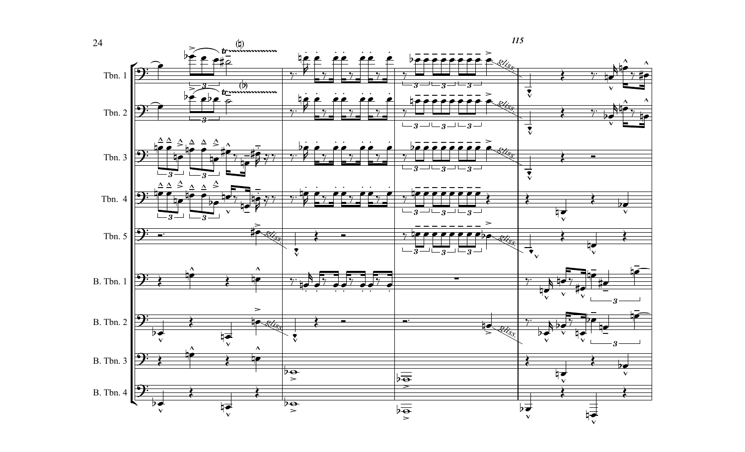115

Tbn. 1

Tbn. 2

Tbn. 3

Tbn. 4

Tbn. 5

B. Tbn. 1

B. Tbn. 2

B. Tbn. 3

B. Tbn. 4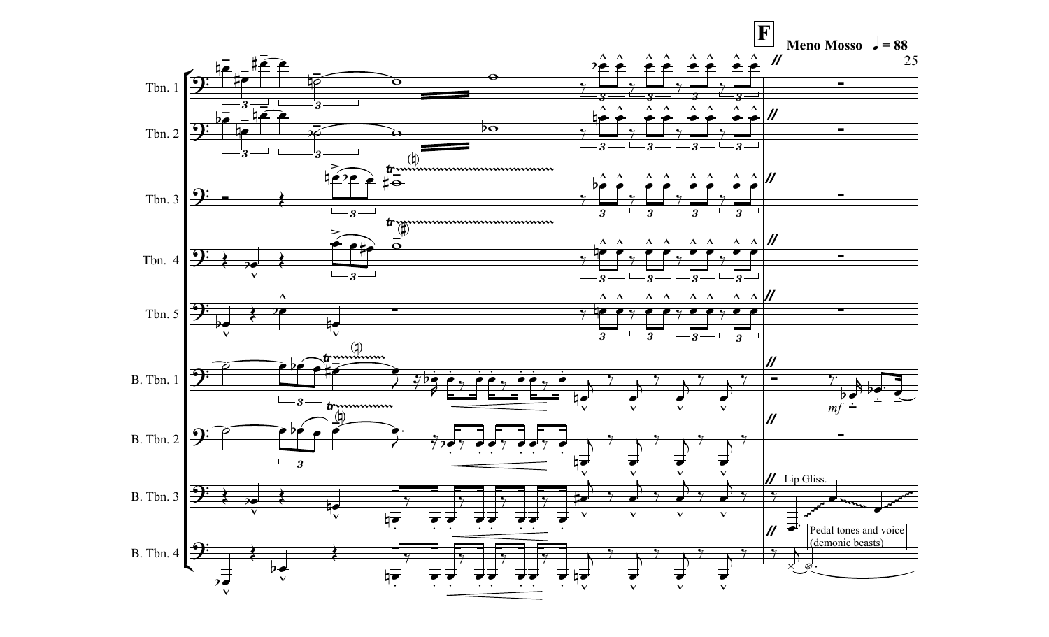**F**

**Meno Mosso** ♩ = 88

Tbn. 1

Tbn. 2

Tbn. 3

Tbn. 4

Tbn. 5

B. Tbn. 1

B. Tbn. 2

B. Tbn. 3

B. Tbn. 4

*mf*

Lip Gliss.

Pedal tones and voice (demonic beasts)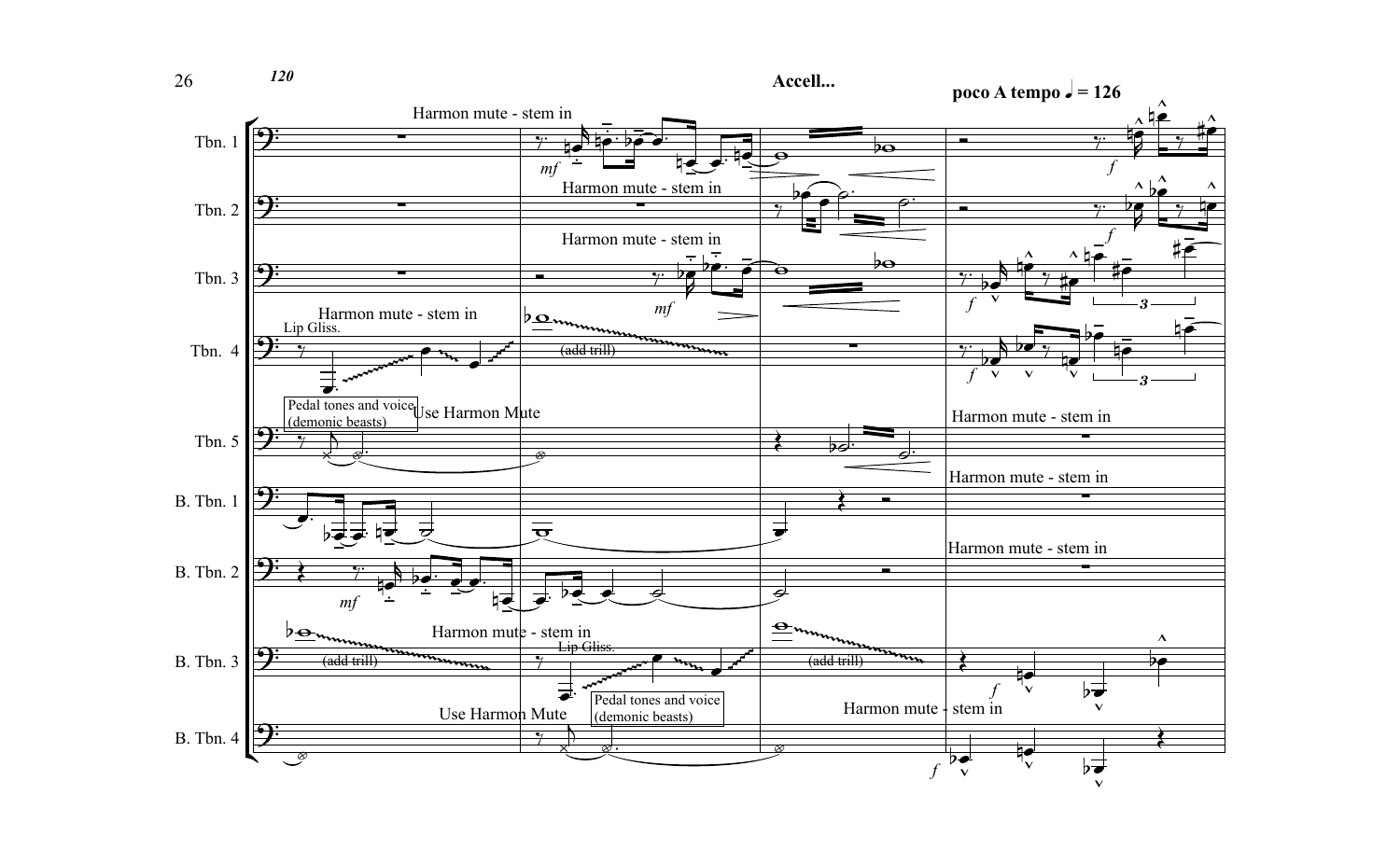**120**

**Accell...**

**poco A tempo ♩ = 126**

Tbn. 1 — Harmon mute - stem in — *mf* — *f*

Tbn. 2 — Harmon mute - stem in — *f*

Tbn. 3 — Harmon mute - stem in — *mf* — *f* — 3

Tbn. 4 — Lip Gliss. — Harmon mute - stem in — (add trill) — *f* — 3

Tbn. 5 — Pedal tones and voice (demonic beasts) — Use Harmon Mute — Harmon mute - stem in

B. Tbn. 1 — Harmon mute - stem in

B. Tbn. 2 — *mf* — Harmon mute - stem in

B. Tbn. 3 — (add trill) — Harmon mute - stem in — Lip Gliss. — (add trill) — *f*

B. Tbn. 4 — Use Harmon Mute — Pedal tones and voice (demonic beasts) — Harmon mute - stem in — *f*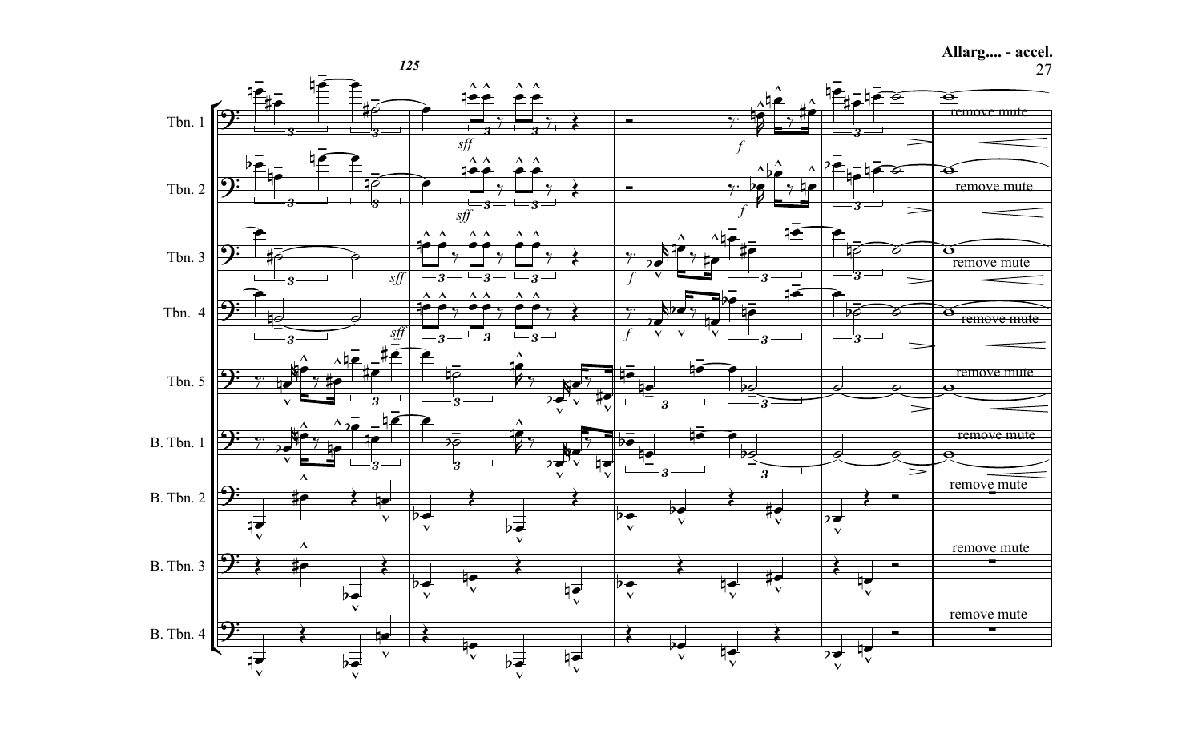**Allarg.... - accel.**

125

Tbn. 1

Tbn. 2

Tbn. 3

Tbn. 4

Tbn. 5

B. Tbn. 1

B. Tbn. 2

B. Tbn. 3

B. Tbn. 4

*sff*

*f*

remove mute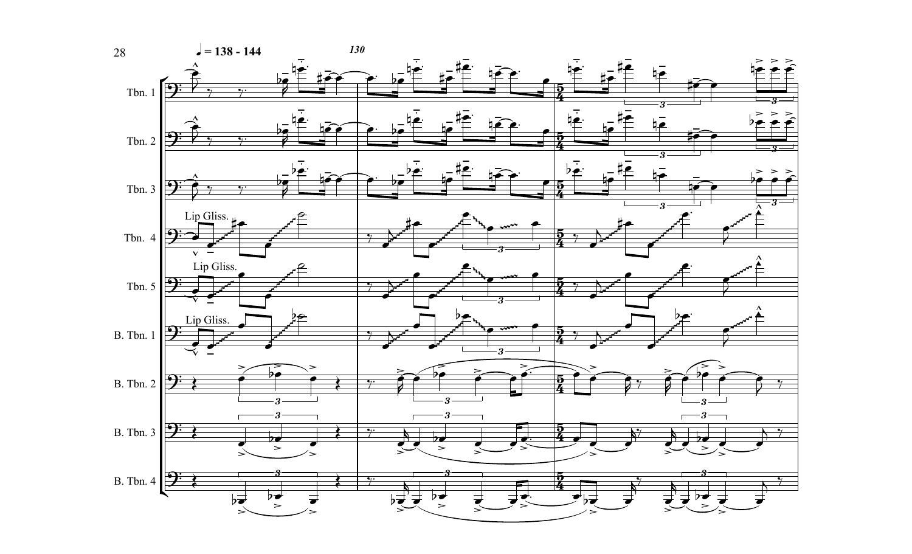♩ = 138 - 144

*130*

Tbn. 1

Tbn. 2

Tbn. 3

Tbn. 4

Lip Gliss.

Tbn. 5

Lip Gliss.

B. Tbn. 1

Lip Gliss.

B. Tbn. 2

B. Tbn. 3

B. Tbn. 4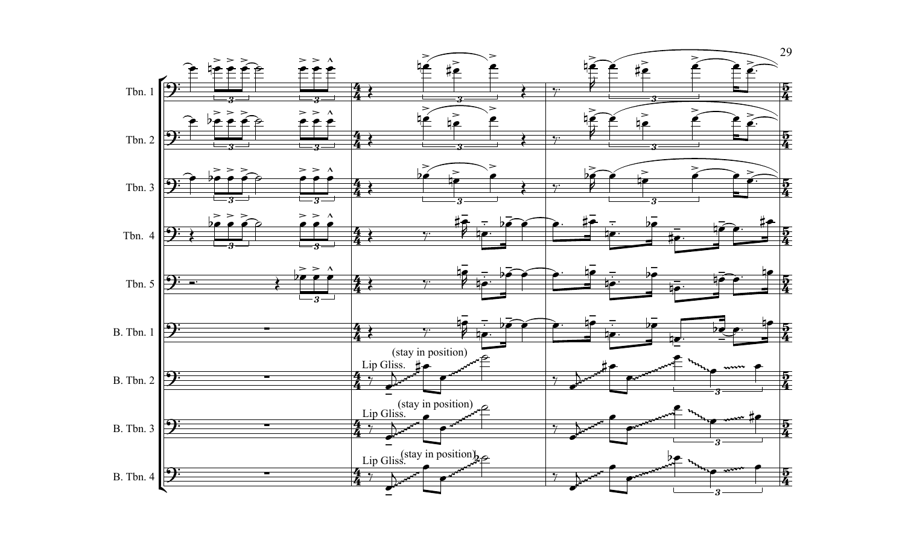Tbn. 1

Tbn. 2

Tbn. 3

Tbn. 4

Tbn. 5

B. Tbn. 1

B. Tbn. 2

B. Tbn. 3

B. Tbn. 4

Lip Gliss. (stay in position)

Lip Gliss. (stay in position)

Lip Gliss. (stay in position)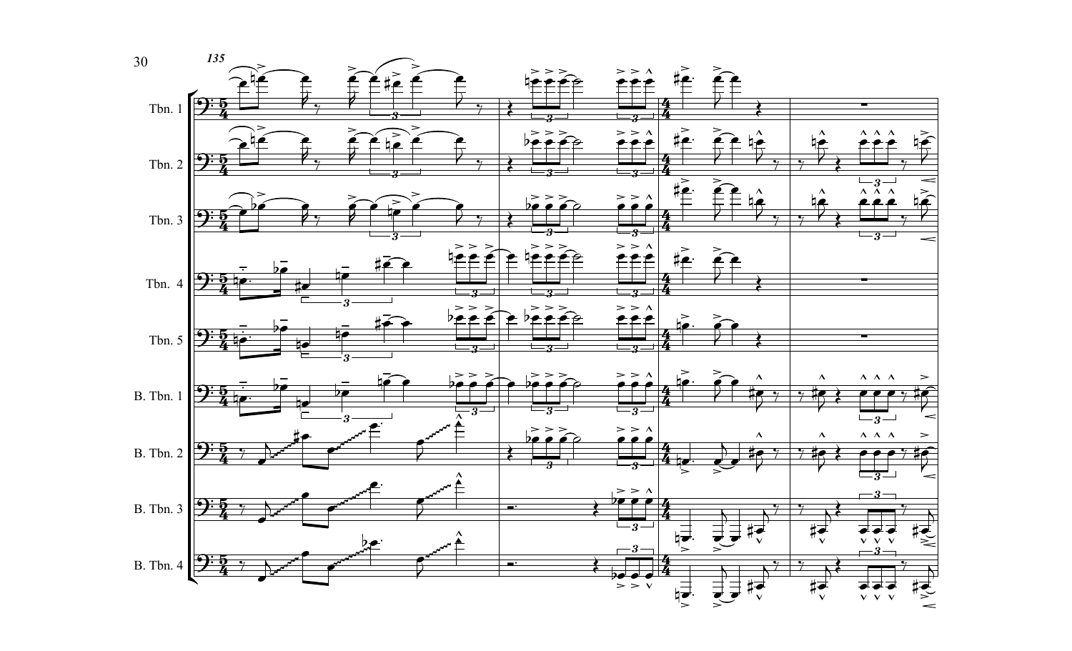135

Tbn. 1

Tbn. 2

Tbn. 3

Tbn. 4

Tbn. 5

B. Tbn. 1

B. Tbn. 2

B. Tbn. 3

B. Tbn. 4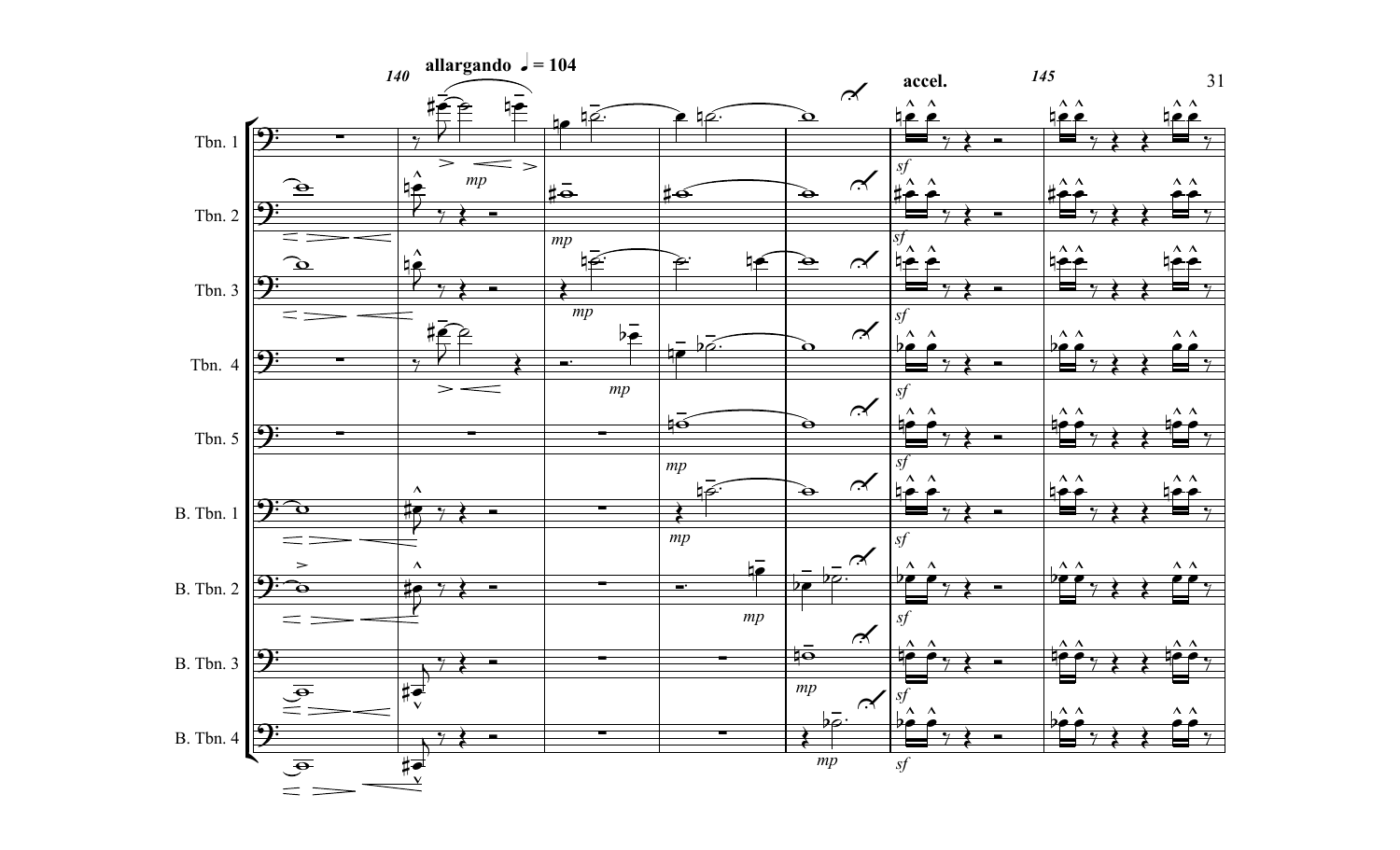140 **allargando** ♩ = 104

**accel.** 145

Tbn. 1

Tbn. 2

Tbn. 3

Tbn. 4

Tbn. 5

B. Tbn. 1

B. Tbn. 2

B. Tbn. 3

B. Tbn. 4

*mp* *sf*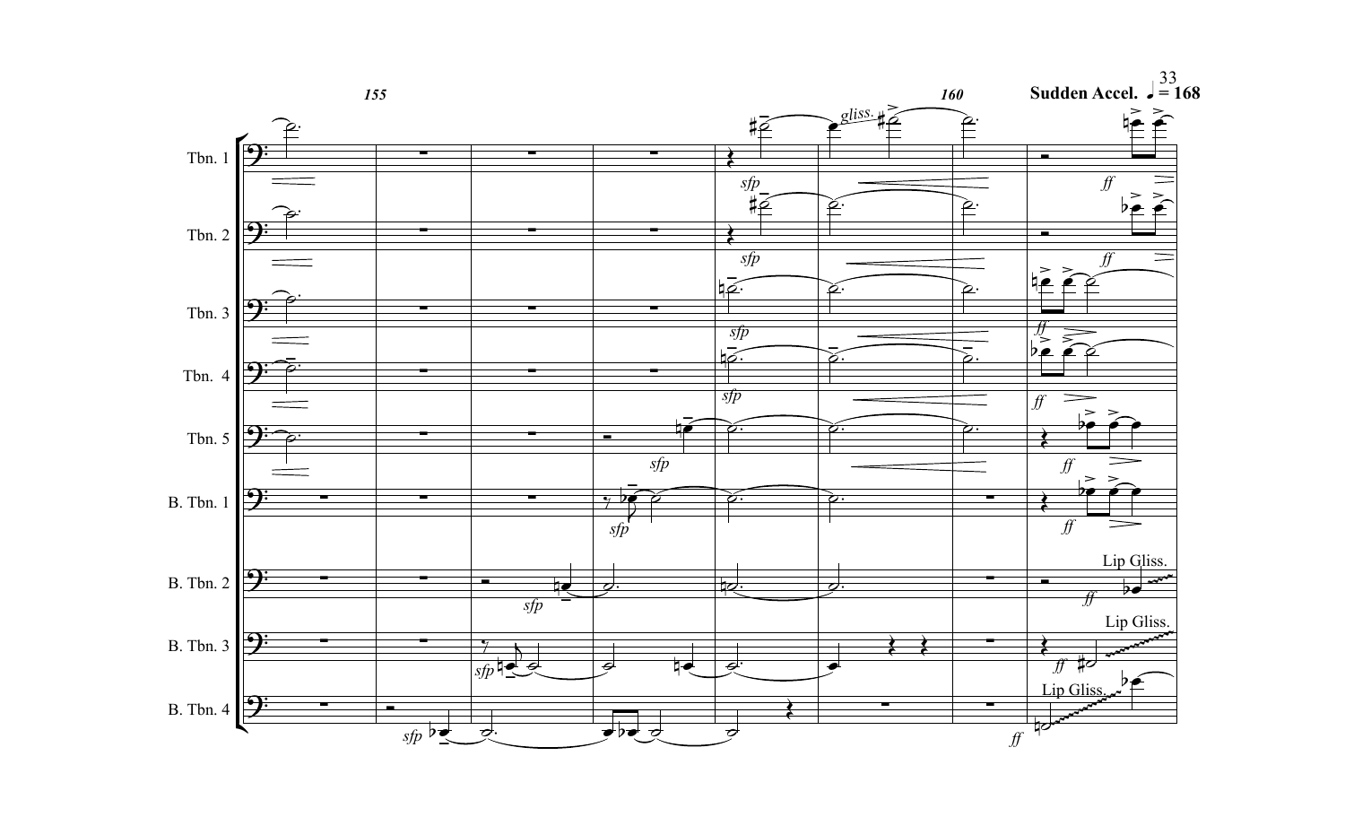**Sudden Accel.** ♩ = 168

Tbn. 1

Tbn. 2

Tbn. 3

Tbn. 4

Tbn. 5

B. Tbn. 1

B. Tbn. 2

B. Tbn. 3

B. Tbn. 4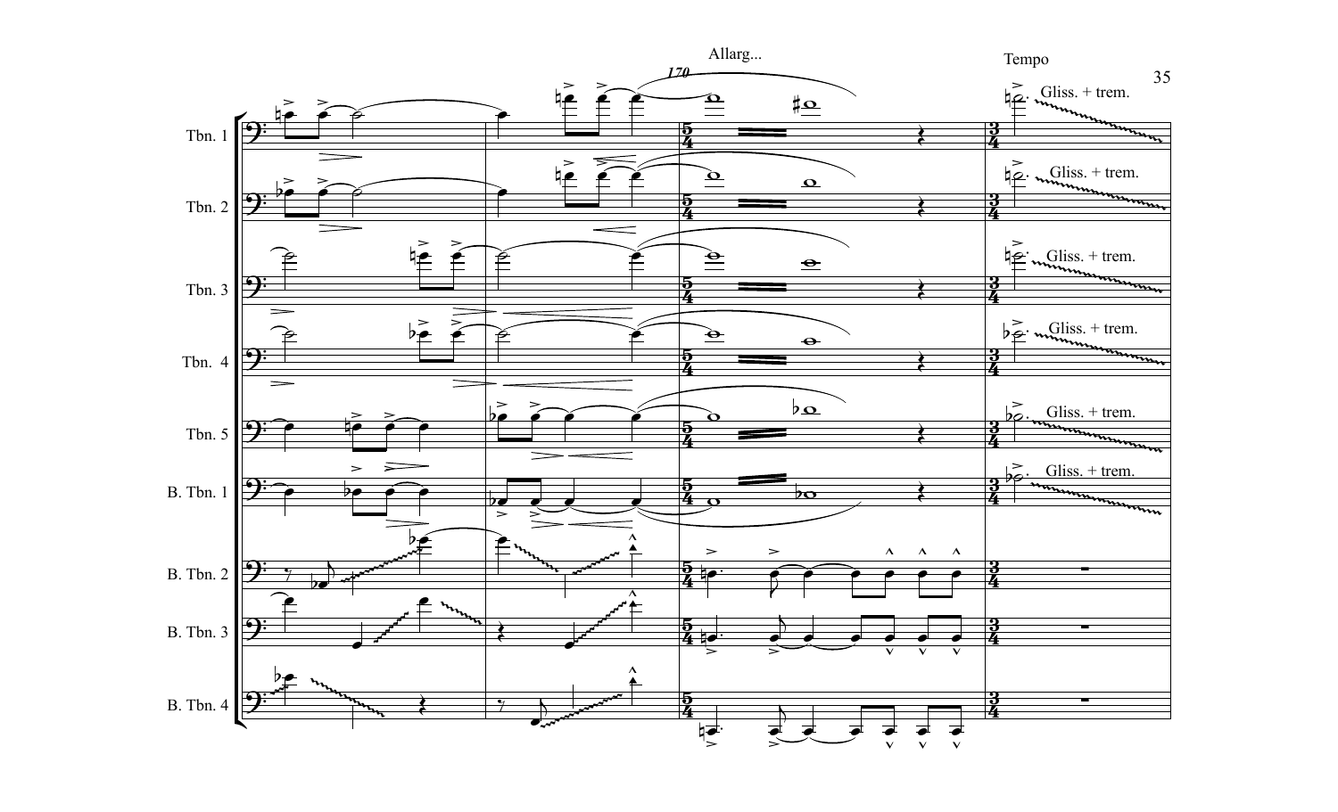Allarg...

Tempo

Tbn. 1

Gliss. + trem.

Tbn. 2

Gliss. + trem.

Tbn. 3

Gliss. + trem.

Tbn. 4

Gliss. + trem.

Tbn. 5

Gliss. + trem.

B. Tbn. 1

Gliss. + trem.

B. Tbn. 2

B. Tbn. 3

B. Tbn. 4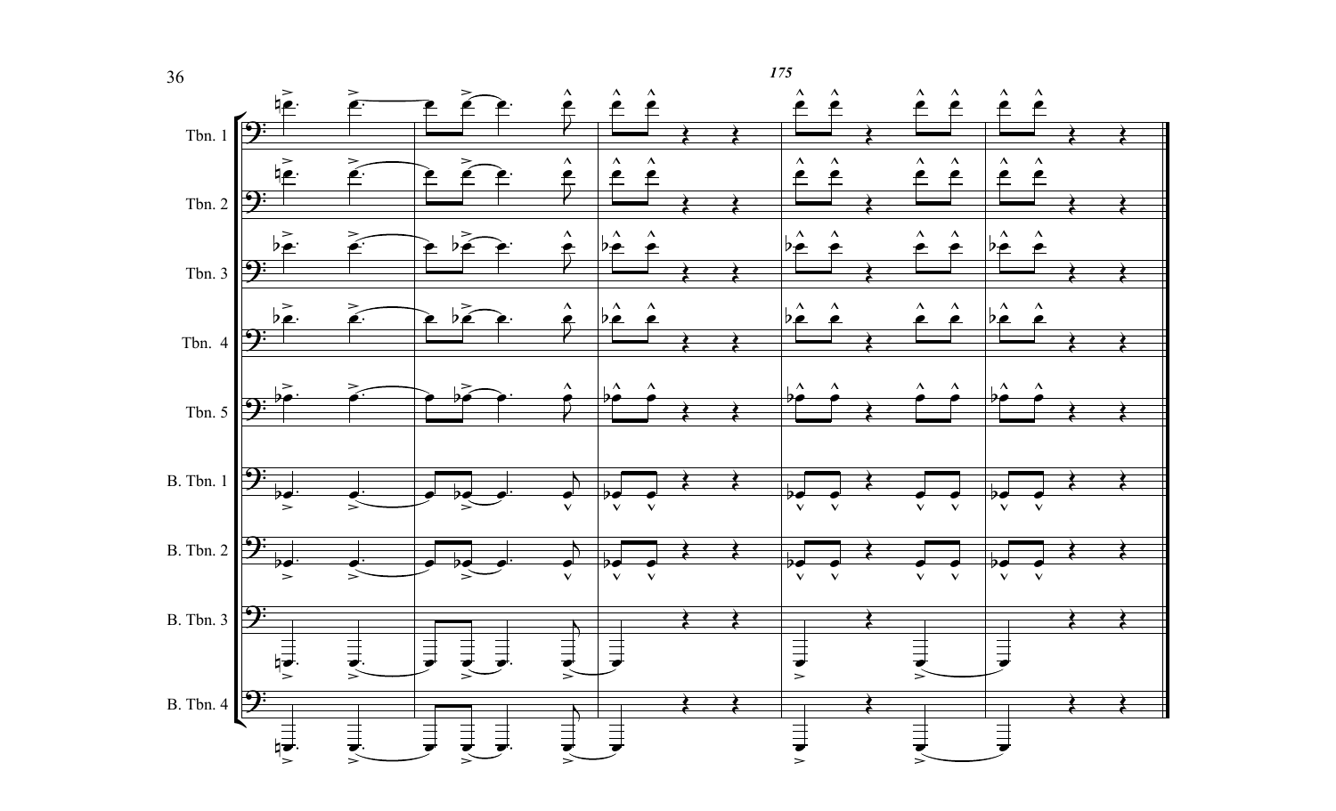175

Tbn. 1

Tbn. 2

Tbn. 3

Tbn. 4

Tbn. 5

B. Tbn. 1

B. Tbn. 2

B. Tbn. 3

B. Tbn. 4